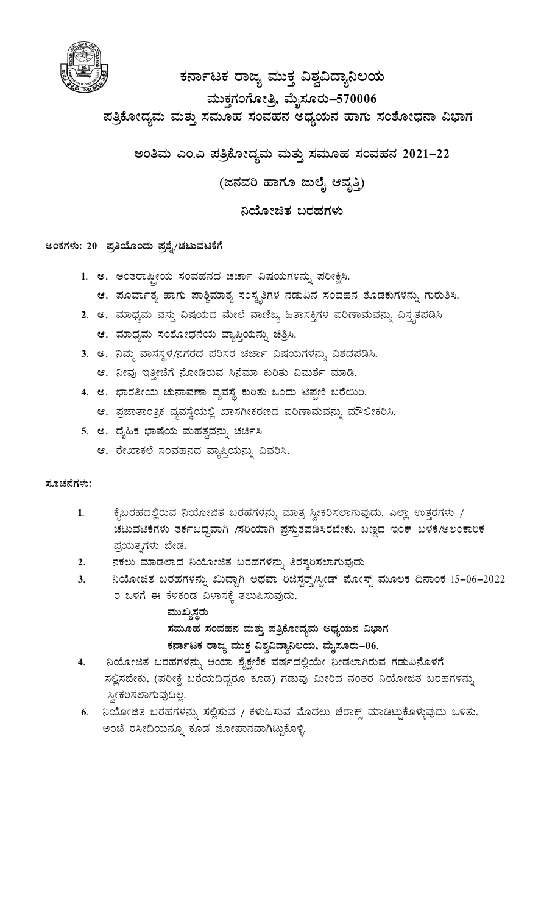# ಕರ್ನಾಟಕ ರಾಜ್ಯ ಮುಕ್ತ ವಿಶ್ವವಿದ್ಯಾನಿಲಯ

## ಮುಕ್ತಗಂಗೋತ್ರಿ, ಮೈಸೂರು–570006

## ಪತ್ರಿಕೋದ್ಯಮ ಮತ್ತು ಸಮೂಹ ಸಂವಹನ ಅಧ್ಯಯನ ಹಾಗು ಸಂಶೋಧನಾ ವಿಭಾಗ

## ಅಂತಿಮ ಎಂ.ಎ ಪತ್ರಿಕೋದ್ಯಮ ಮತ್ತು ಸಮೂಹ ಸಂವಹನ 2021–22

## (ಜನವರಿ ಹಾಗೂ ಜುಲೈ ಆವೃತ್ತಿ)

## ನಿಯೋಜಿತ ಬರಹಗಳು

**ಅಂಕಗಳು: 20 ಪ್ರತಿಯೊಂದು ಪ್ರಶ್ನೆ/ಚಟುವಟಿಕೆಗೆ**

1. ಅ. ಅಂತರಾಷ್ಟ್ರೀಯ ಸಂವಹನದ ಚರ್ಚಾ ವಿಷಯಗಳನ್ನು ಪರೀಕ್ಷಿಸಿ.
   ಆ. ಪೂರ್ವಾತ್ಯ ಹಾಗು ಪಾಶ್ಚಿಮಾತ್ಯ ಸಂಸ್ಕೃತಿಗಳ ನಡುವಿನ ಸಂವಹನ ತೊಡಕುಗಳನ್ನು ಗುರುತಿಸಿ.
2. ಅ. ಮಾಧ್ಯಮ ವಸ್ತು ವಿಷಯದ ಮೇಲೆ ವಾಣಿಜ್ಯ ಹಿತಾಸಕ್ತಿಗಳ ಪರಿಣಾಮವನ್ನು ವಿಸ್ತೃತಪಡಿಸಿ
   ಆ. ಮಾಧ್ಯಮ ಸಂಶೋಧನೆಯ ವ್ಯಾಪ್ತಿಯನ್ನು ಚಿತ್ರಿಸಿ.
3. ಅ. ನಿಮ್ಮ ವಾಸಸ್ಥಳ/ನಗರದ ಪರಿಸರ ಚರ್ಚಾ ವಿಷಯಗಳನ್ನು ವಿಶದಪಡಿಸಿ.
   ಆ. ನೀವು ಇತ್ತೀಚೆಗೆ ನೋಡಿರುವ ಸಿನೆಮಾ ಕುರಿತು ವಿಮರ್ಶೆ ಮಾಡಿ.
4. ಅ. ಭಾರತೀಯ ಚುನಾವಣಾ ವ್ಯವಸ್ಥೆ ಕುರಿತು ಒಂದು ಟಿಪ್ಪಣಿ ಬರೆಯಿರಿ.
   ಆ. ಪ್ರಜಾತಾಂತ್ರಿಕ ವ್ಯವಸ್ಥೆಯಲ್ಲಿ ಖಾಸಗೀಕರಣದ ಪರಿಣಾಮವನ್ನು ಮೌಲೀಕರಿಸಿ.
5. ಅ. ದೈಹಿಕ ಭಾಷೆಯ ಮಹತ್ವವನ್ನು ಚರ್ಚಿಸಿ
   ಆ. ರೇಖಾಕಲೆ ಸಂವಹನದ ವ್ಯಾಪ್ತಿಯನ್ನು ವಿವರಿಸಿ.

**ಸೂಚನೆಗಳು:**

1. ಕೈಬರಹದಲ್ಲಿರುವ ನಿಯೋಜಿತ ಬರಹಗಳನ್ನು ಮಾತ್ರ ಸ್ವೀಕರಿಸಲಾಗುವುದು. ಎಲ್ಲಾ ಉತ್ತರಗಳು / ಚಟುವಟಿಕೆಗಳು ತರ್ಕಬದ್ಧವಾಗಿ /ಸರಿಯಾಗಿ ಪ್ರಸ್ತುತಪಡಿಸಿರಬೇಕು. ಬಣ್ಣದ ಇಂಕ್ ಬಳಕೆ/ಅಲಂಕಾರಿಕ ಪ್ರಯತ್ನಗಳು ಬೇಡ.
2. ನಕಲು ಮಾಡಲಾದ ನಿಯೋಜಿತ ಬರಹಗಳನ್ನು ತಿರಸ್ಕರಿಸಲಾಗುವುದು
3. ನಿಯೋಜಿತ ಬರಹಗಳನ್ನು ಖುದ್ದಾಗಿ ಅಥವಾ ರಿಜಿಸ್ಟರ್ಡ್/ಸ್ಪೀಡ್ ಪೋಸ್ಟ್ ಮೂಲಕ ದಿನಾಂಕ 15–06–2022 ರ ಒಳಗೆ ಈ ಕೆಳಕಂಡ ವಿಳಾಸಕ್ಕೆ ತಲುಪಿಸುವುದು.

   **ಮುಖ್ಯಸ್ಥರು**
   **ಸಮೂಹ ಸಂವಹನ ಮತ್ತು ಪತ್ರಿಕೋದ್ಯಮ ಅಧ್ಯಯನ ವಿಭಾಗ**
   **ಕರ್ನಾಟಕ ರಾಜ್ಯ ಮುಕ್ತ ವಿಶ್ವವಿದ್ಯಾನಿಲಯ, ಮೈಸೂರು–06.**

4. ನಿಯೋಜಿತ ಬರಹಗಳನ್ನು ಆಯಾ ಶೈಕ್ಷಣಿಕ ವರ್ಷದಲ್ಲಿಯೇ ನೀಡಲಾಗಿರುವ ಗಡುವಿನೊಳಗೆ ಸಲ್ಲಿಸಬೇಕು, (ಪರೀಕ್ಷೆ ಬರೆಯದಿದ್ದರೂ ಕೂಡ) ಗಡುವು ಮೀರಿದ ನಂತರ ನಿಯೋಜಿತ ಬರಹಗಳನ್ನು ಸ್ವೀಕರಿಸಲಾಗುವುದಿಲ್ಲ.

6. ನಿಯೋಜಿತ ಬರಹಗಳನ್ನು ಸಲ್ಲಿಸುವ / ಕಳುಹಿಸುವ ಮೊದಲು ಜೆರಾಕ್ಸ್ ಮಾಡಿಟ್ಟುಕೊಳ್ಳುವುದು ಒಳಿತು. ಅಂಚೆ ರಸೀದಿಯನ್ನೂ ಕೂಡ ಜೋಪಾನವಾಗಿಟ್ಟುಕೊಳ್ಳಿ.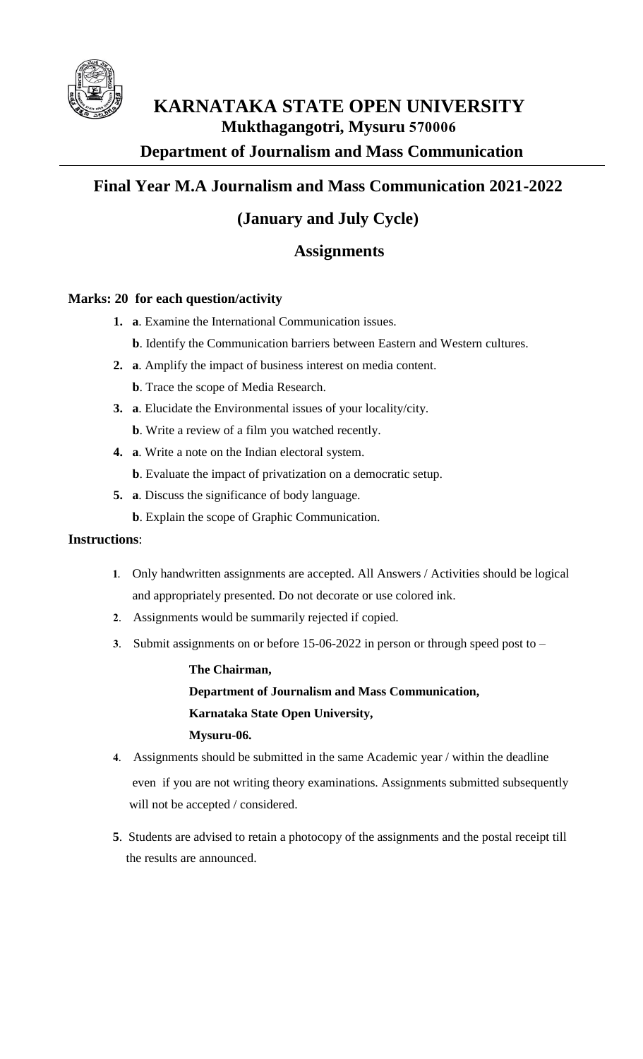# KARNATAKA STATE OPEN UNIVERSITY

**Mukthagangotri, Mysuru 570006**

## Department of Journalism and Mass Communication

## Final Year M.A Journalism and Mass Communication 2021-2022

## (January and July Cycle)

## Assignments

**Marks: 20 for each question/activity**

1. **a**. Examine the International Communication issues.

   **b**. Identify the Communication barriers between Eastern and Western cultures.

2. **a**. Amplify the impact of business interest on media content.

   **b**. Trace the scope of Media Research.

3. **a**. Elucidate the Environmental issues of your locality/city.

   **b**. Write a review of a film you watched recently.

4. **a**. Write a note on the Indian electoral system.

   **b**. Evaluate the impact of privatization on a democratic setup.

5. **a**. Discuss the significance of body language.

   **b**. Explain the scope of Graphic Communication.

**Instructions**:

1. Only handwritten assignments are accepted. All Answers / Activities should be logical and appropriately presented. Do not decorate or use colored ink.
2. Assignments would be summarily rejected if copied.
3. Submit assignments on or before 15-06-2022 in person or through speed post to –

   **The Chairman,**
   **Department of Journalism and Mass Communication,**
   **Karnataka State Open University,**
   **Mysuru-06.**

4. Assignments should be submitted in the same Academic year / within the deadline even if you are not writing theory examinations. Assignments submitted subsequently will not be accepted / considered.
5. Students are advised to retain a photocopy of the assignments and the postal receipt till the results are announced.